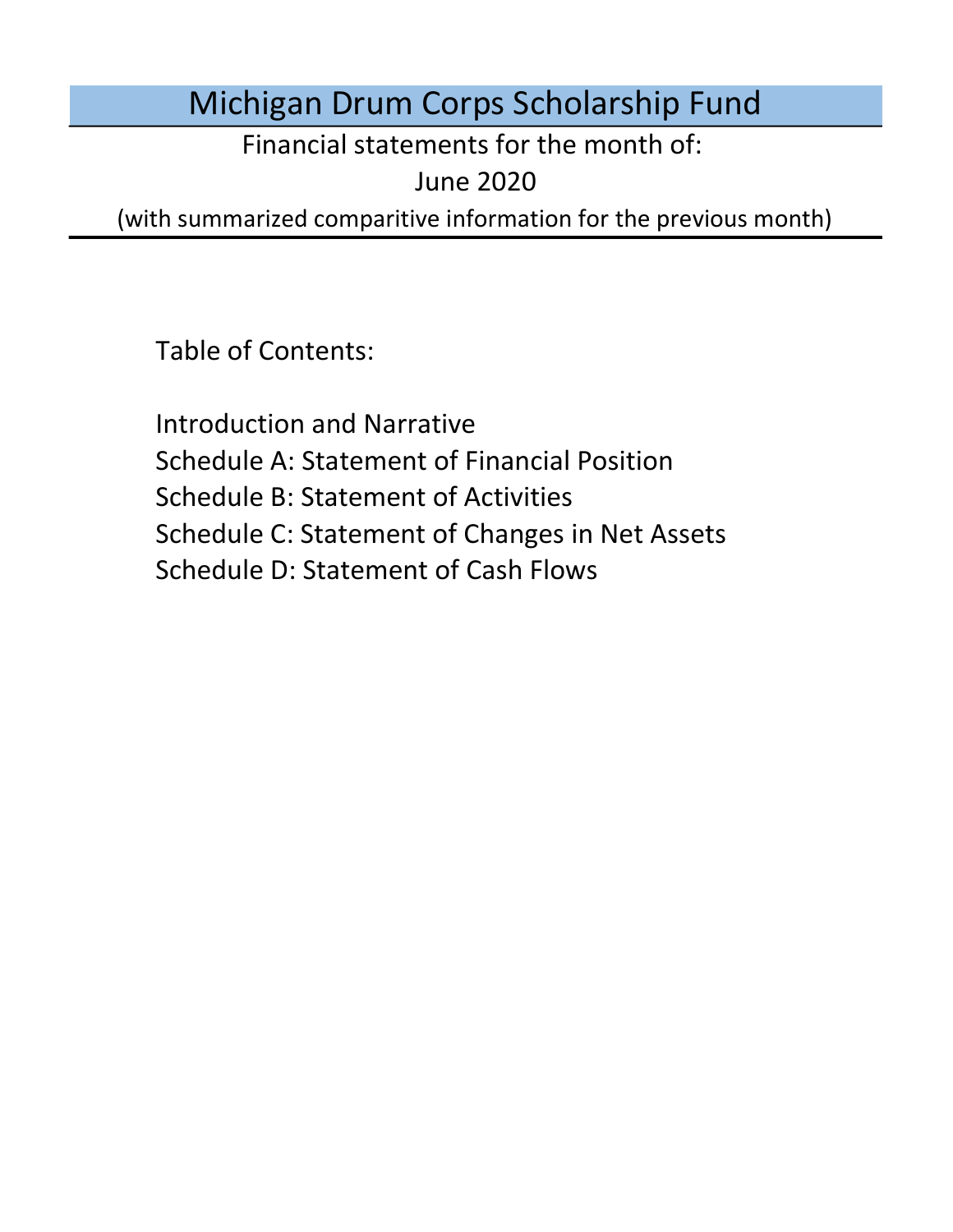# Michigan Drum Corps Scholarship Fund

Financial statements for the month of:

June 2020

(with summarized comparitive information for the previous month)

Table of Contents:

Introduction and Narrative

Schedule A: Statement of Financial Position

Schedule B: Statement of Activities

Schedule C: Statement of Changes in Net Assets

Schedule D: Statement of Cash Flows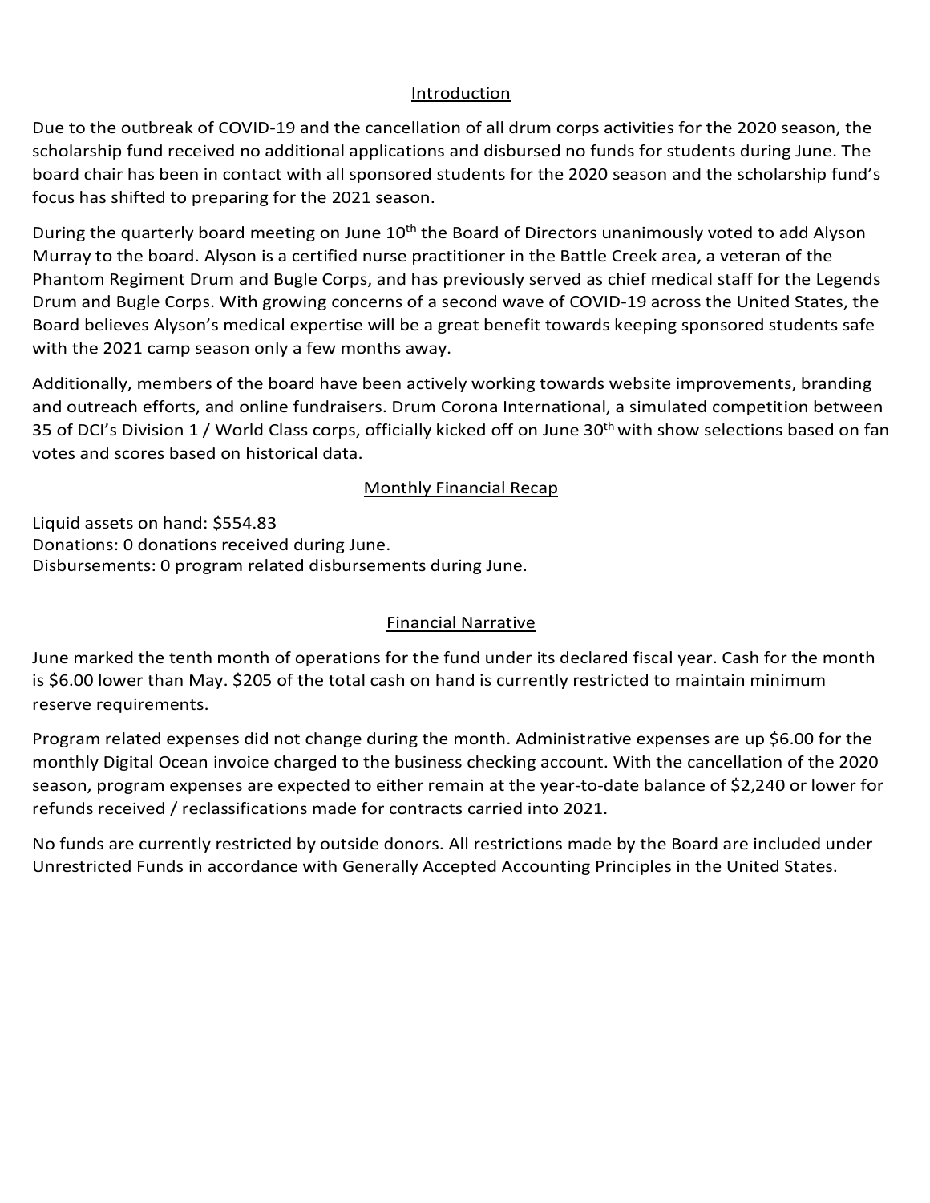## Introduction

Due to the outbreak of COVID-19 and the cancellation of all drum corps activities for the 2020 season, the scholarship fund received no additional applications and disbursed no funds for students during June. The board chair has been in contact with all sponsored students for the 2020 season and the scholarship fund's focus has shifted to preparing for the 2021 season.

During the quarterly board meeting on June 10th the Board of Directors unanimously voted to add Alyson Murray to the board. Alyson is a certified nurse practitioner in the Battle Creek area, a veteran of the Phantom Regiment Drum and Bugle Corps, and has previously served as chief medical staff for the Legends Drum and Bugle Corps. With growing concerns of a second wave of COVID-19 across the United States, the Board believes Alyson's medical expertise will be a great benefit towards keeping sponsored students safe with the 2021 camp season only a few months away.

Additionally, members of the board have been actively working towards website improvements, branding and outreach efforts, and online fundraisers. Drum Corona International, a simulated competition between 35 of DCI's Division 1 / World Class corps, officially kicked off on June 30th with show selections based on fan votes and scores based on historical data.

## Monthly Financial Recap

Liquid assets on hand: $554.83
Donations: 0 donations received during June.
Disbursements: 0 program related disbursements during June.

## Financial Narrative

June marked the tenth month of operations for the fund under its declared fiscal year. Cash for the month is $6.00 lower than May. $205 of the total cash on hand is currently restricted to maintain minimum reserve requirements.

Program related expenses did not change during the month. Administrative expenses are up $6.00 for the monthly Digital Ocean invoice charged to the business checking account. With the cancellation of the 2020 season, program expenses are expected to either remain at the year-to-date balance of $2,240 or lower for refunds received / reclassifications made for contracts carried into 2021.

No funds are currently restricted by outside donors. All restrictions made by the Board are included under Unrestricted Funds in accordance with Generally Accepted Accounting Principles in the United States.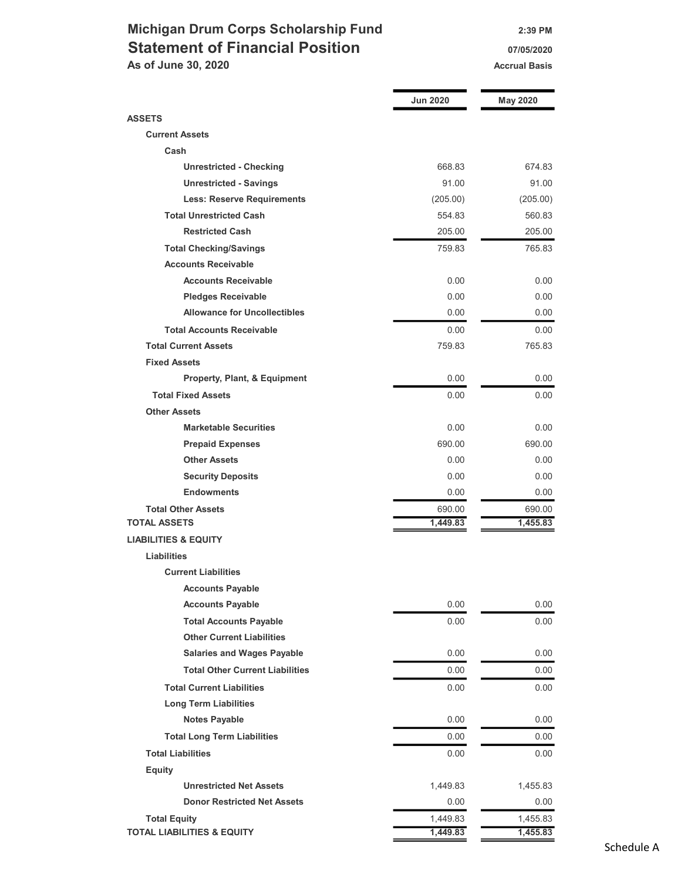# Michigan Drum Corps Scholarship Fund

## Statement of Financial Position

**As of June 30, 2020**

2:39 PM
07/05/2020
Accrual Basis

| | Jun 2020 | May 2020 |
|---|---|---|
| **ASSETS** | | |
| **Current Assets** | | |
| **Cash** | | |
| **Unrestricted - Checking** | 668.83 | 674.83 |
| **Unrestricted - Savings** | 91.00 | 91.00 |
| **Less: Reserve Requirements** | (205.00) | (205.00) |
| **Total Unrestricted Cash** | 554.83 | 560.83 |
| **Restricted Cash** | 205.00 | 205.00 |
| **Total Checking/Savings** | 759.83 | 765.83 |
| **Accounts Receivable** | | |
| **Accounts Receivable** | 0.00 | 0.00 |
| **Pledges Receivable** | 0.00 | 0.00 |
| **Allowance for Uncollectibles** | 0.00 | 0.00 |
| **Total Accounts Receivable** | 0.00 | 0.00 |
| **Total Current Assets** | 759.83 | 765.83 |
| **Fixed Assets** | | |
| **Property, Plant, & Equipment** | 0.00 | 0.00 |
| **Total Fixed Assets** | 0.00 | 0.00 |
| **Other Assets** | | |
| **Marketable Securities** | 0.00 | 0.00 |
| **Prepaid Expenses** | 690.00 | 690.00 |
| **Other Assets** | 0.00 | 0.00 |
| **Security Deposits** | 0.00 | 0.00 |
| **Endowments** | 0.00 | 0.00 |
| **Total Other Assets** | 690.00 | 690.00 |
| **TOTAL ASSETS** | **1,449.83** | **1,455.83** |
| **LIABILITIES & EQUITY** | | |
| **Liabilities** | | |
| **Current Liabilities** | | |
| **Accounts Payable** | | |
| **Accounts Payable** | 0.00 | 0.00 |
| **Total Accounts Payable** | 0.00 | 0.00 |
| **Other Current Liabilities** | | |
| **Salaries and Wages Payable** | 0.00 | 0.00 |
| **Total Other Current Liabilities** | 0.00 | 0.00 |
| **Total Current Liabilities** | 0.00 | 0.00 |
| **Long Term Liabilities** | | |
| **Notes Payable** | 0.00 | 0.00 |
| **Total Long Term Liabilities** | 0.00 | 0.00 |
| **Total Liabilities** | 0.00 | 0.00 |
| **Equity** | | |
| **Unrestricted Net Assets** | 1,449.83 | 1,455.83 |
| **Donor Restricted Net Assets** | 0.00 | 0.00 |
| **Total Equity** | 1,449.83 | 1,455.83 |
| **TOTAL LIABILITIES & EQUITY** | **1,449.83** | **1,455.83** |

Schedule A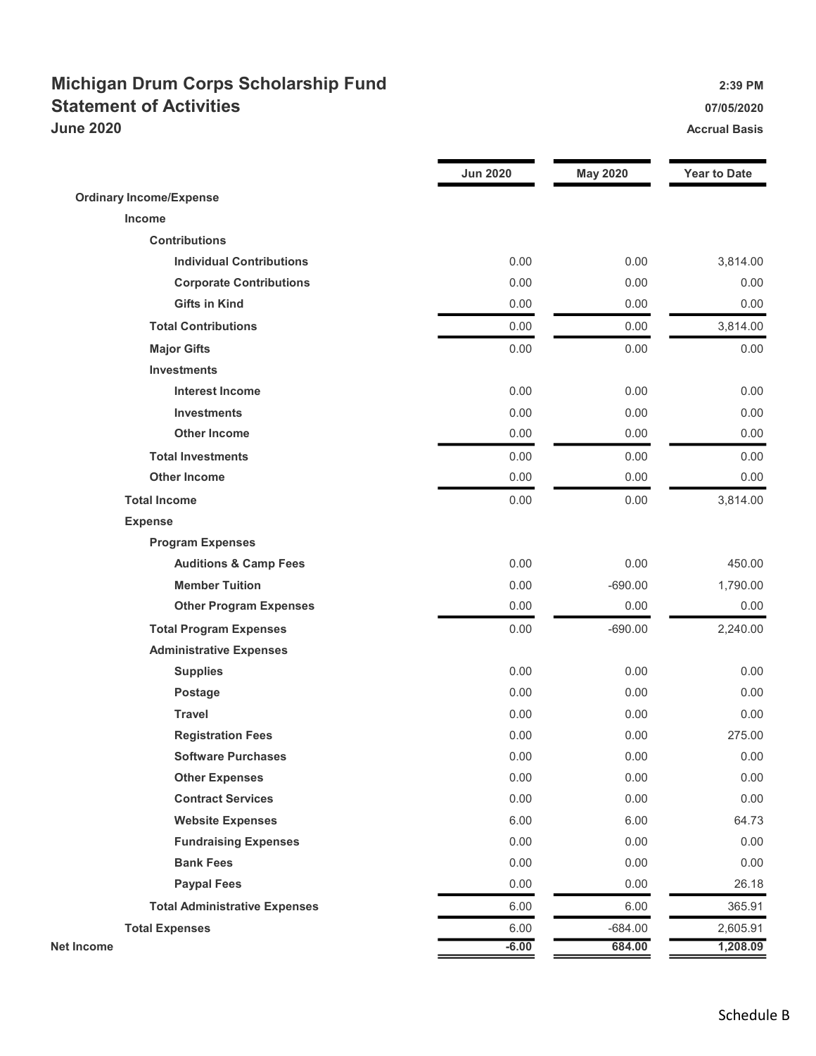# Michigan Drum Corps Scholarship Fund

## Statement of Activities

### June 2020

2:39 PM
07/05/2020
Accrual Basis

| | Jun 2020 | May 2020 | Year to Date |
|---|---|---|---|
| **Ordinary Income/Expense** | | | |
| **Income** | | | |
| **Contributions** | | | |
| Individual Contributions | 0.00 | 0.00 | 3,814.00 |
| Corporate Contributions | 0.00 | 0.00 | 0.00 |
| Gifts in Kind | 0.00 | 0.00 | 0.00 |
| **Total Contributions** | 0.00 | 0.00 | 3,814.00 |
| **Major Gifts** | 0.00 | 0.00 | 0.00 |
| **Investments** | | | |
| Interest Income | 0.00 | 0.00 | 0.00 |
| Investments | 0.00 | 0.00 | 0.00 |
| Other Income | 0.00 | 0.00 | 0.00 |
| **Total Investments** | 0.00 | 0.00 | 0.00 |
| **Other Income** | 0.00 | 0.00 | 0.00 |
| **Total Income** | 0.00 | 0.00 | 3,814.00 |
| **Expense** | | | |
| **Program Expenses** | | | |
| Auditions & Camp Fees | 0.00 | 0.00 | 450.00 |
| Member Tuition | 0.00 | -690.00 | 1,790.00 |
| Other Program Expenses | 0.00 | 0.00 | 0.00 |
| **Total Program Expenses** | 0.00 | -690.00 | 2,240.00 |
| **Administrative Expenses** | | | |
| Supplies | 0.00 | 0.00 | 0.00 |
| Postage | 0.00 | 0.00 | 0.00 |
| Travel | 0.00 | 0.00 | 0.00 |
| Registration Fees | 0.00 | 0.00 | 275.00 |
| Software Purchases | 0.00 | 0.00 | 0.00 |
| Other Expenses | 0.00 | 0.00 | 0.00 |
| Contract Services | 0.00 | 0.00 | 0.00 |
| Website Expenses | 6.00 | 6.00 | 64.73 |
| Fundraising Expenses | 0.00 | 0.00 | 0.00 |
| Bank Fees | 0.00 | 0.00 | 0.00 |
| Paypal Fees | 0.00 | 0.00 | 26.18 |
| **Total Administrative Expenses** | 6.00 | 6.00 | 365.91 |
| **Total Expenses** | 6.00 | -684.00 | 2,605.91 |
| **Net Income** | **-6.00** | **684.00** | **1,208.09** |

Schedule B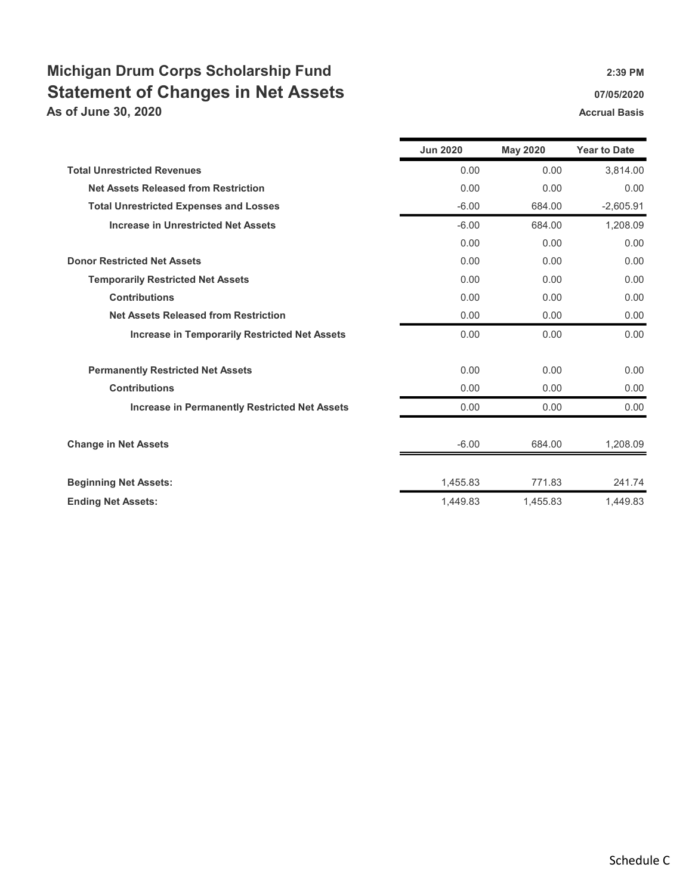# Michigan Drum Corps Scholarship Fund

## Statement of Changes in Net Assets

**As of June 30, 2020**

**2:39 PM**
**07/05/2020**
**Accrual Basis**

| | Jun 2020 | May 2020 | Year to Date |
|---|---|---|---|
| **Total Unrestricted Revenues** | 0.00 | 0.00 | 3,814.00 |
| **Net Assets Released from Restriction** | 0.00 | 0.00 | 0.00 |
| **Total Unrestricted Expenses and Losses** | -6.00 | 684.00 | -2,605.91 |
| **Increase in Unrestricted Net Assets** | -6.00 | 684.00 | 1,208.09 |
| | 0.00 | 0.00 | 0.00 |
| **Donor Restricted Net Assets** | 0.00 | 0.00 | 0.00 |
| **Temporarily Restricted Net Assets** | 0.00 | 0.00 | 0.00 |
| **Contributions** | 0.00 | 0.00 | 0.00 |
| **Net Assets Released from Restriction** | 0.00 | 0.00 | 0.00 |
| **Increase in Temporarily Restricted Net Assets** | 0.00 | 0.00 | 0.00 |
| **Permanently Restricted Net Assets** | 0.00 | 0.00 | 0.00 |
| **Contributions** | 0.00 | 0.00 | 0.00 |
| **Increase in Permanently Restricted Net Assets** | 0.00 | 0.00 | 0.00 |
| **Change in Net Assets** | -6.00 | 684.00 | 1,208.09 |
| **Beginning Net Assets:** | 1,455.83 | 771.83 | 241.74 |
| **Ending Net Assets:** | 1,449.83 | 1,455.83 | 1,449.83 |

Schedule C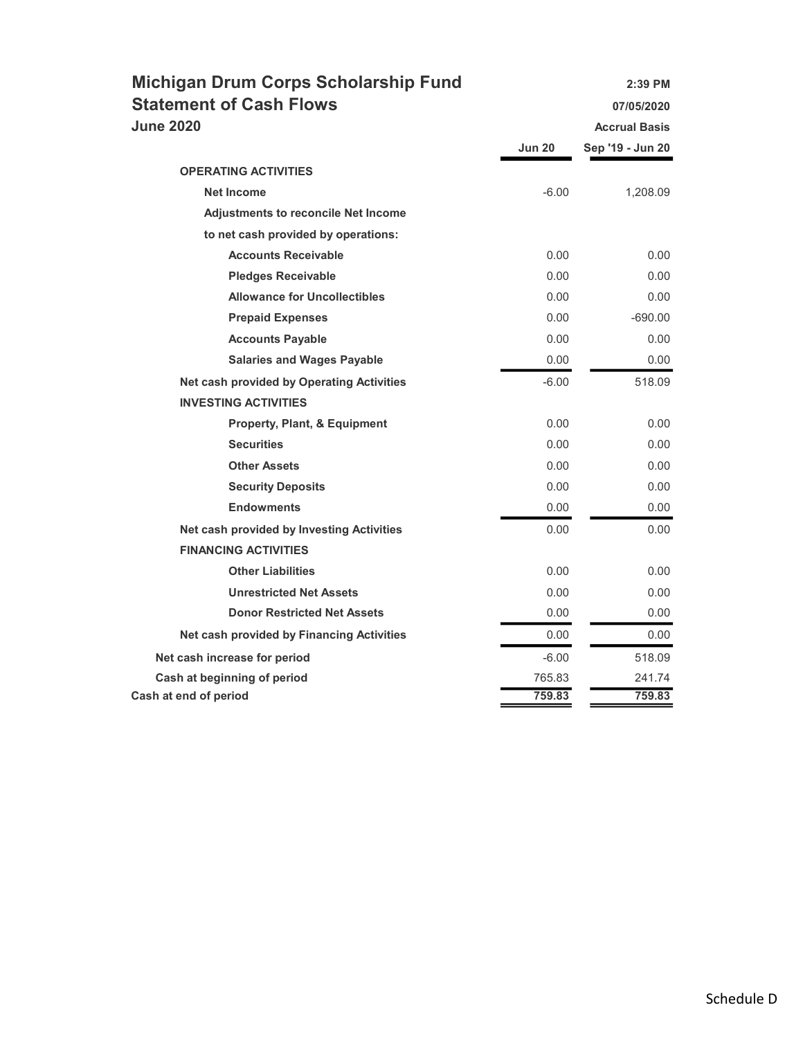# Michigan Drum Corps Scholarship Fund

## Statement of Cash Flows

### June 2020

2:39 PM
07/05/2020
Accrual Basis

| | Jun 20 | Sep '19 - Jun 20 |
|---|---|---|
| **OPERATING ACTIVITIES** | | |
| **Net Income** | -6.00 | 1,208.09 |
| **Adjustments to reconcile Net Income to net cash provided by operations:** | | |
| **Accounts Receivable** | 0.00 | 0.00 |
| **Pledges Receivable** | 0.00 | 0.00 |
| **Allowance for Uncollectibles** | 0.00 | 0.00 |
| **Prepaid Expenses** | 0.00 | -690.00 |
| **Accounts Payable** | 0.00 | 0.00 |
| **Salaries and Wages Payable** | 0.00 | 0.00 |
| **Net cash provided by Operating Activities** | -6.00 | 518.09 |
| **INVESTING ACTIVITIES** | | |
| **Property, Plant, & Equipment** | 0.00 | 0.00 |
| **Securities** | 0.00 | 0.00 |
| **Other Assets** | 0.00 | 0.00 |
| **Security Deposits** | 0.00 | 0.00 |
| **Endowments** | 0.00 | 0.00 |
| **Net cash provided by Investing Activities** | 0.00 | 0.00 |
| **FINANCING ACTIVITIES** | | |
| **Other Liabilities** | 0.00 | 0.00 |
| **Unrestricted Net Assets** | 0.00 | 0.00 |
| **Donor Restricted Net Assets** | 0.00 | 0.00 |
| **Net cash provided by Financing Activities** | 0.00 | 0.00 |
| **Net cash increase for period** | -6.00 | 518.09 |
| **Cash at beginning of period** | 765.83 | 241.74 |
| **Cash at end of period** | **759.83** | **759.83** |

Schedule D